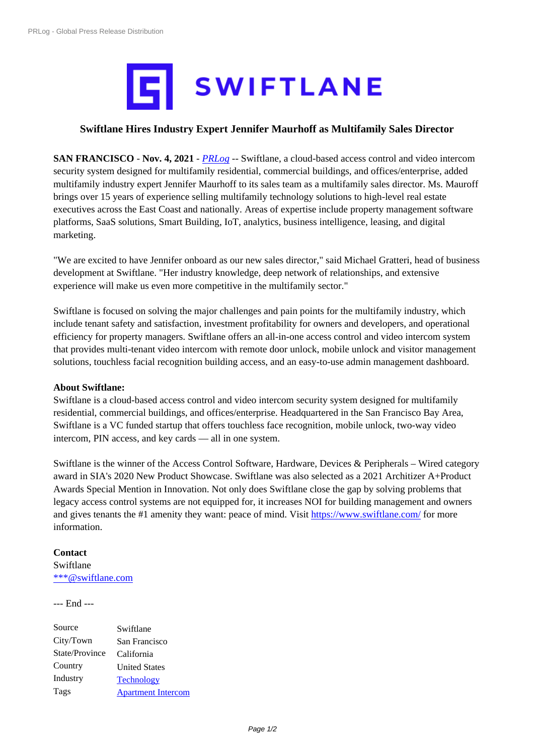# Swiftlane Hires Industry Expert Jennifer Maurhoff as Multifamily Sales Director

**SAN FRANCISCO** - **Nov. 4, 2021** - *PRLog* -- Swiftlane, a cloud-based access control and video intercom security system designed for multifamily residential, commercial buildings, and offices/enterprise, added multifamily industry expert Jennifer Maurhoff to its sales team as a multifamily sales director. Ms. Mauroff brings over 15 years of experience selling multifamily technology solutions to high-level real estate executives across the East Coast and nationally. Areas of expertise include property management software platforms, SaaS solutions, Smart Building, IoT, analytics, business intelligence, leasing, and digital marketing.

"We are excited to have Jennifer onboard as our new sales director," said Michael Gratteri, head of business development at Swiftlane. "Her industry knowledge, deep network of relationships, and extensive experience will make us even more competitive in the multifamily sector."

Swiftlane is focused on solving the major challenges and pain points for the multifamily industry, which include tenant safety and satisfaction, investment profitability for owners and developers, and operational efficiency for property managers. Swiftlane offers an all-in-one access control and video intercom system that provides multi-tenant video intercom with remote door unlock, mobile unlock and visitor management solutions, touchless facial recognition building access, and an easy-to-use admin management dashboard.

**About Swiftlane:**
Swiftlane is a cloud-based access control and video intercom security system designed for multifamily residential, commercial buildings, and offices/enterprise. Headquartered in the San Francisco Bay Area, Swiftlane is a VC funded startup that offers touchless face recognition, mobile unlock, two-way video intercom, PIN access, and key cards — all in one system.

Swiftlane is the winner of the Access Control Software, Hardware, Devices & Peripherals – Wired category award in SIA's 2020 New Product Showcase. Swiftlane was also selected as a 2021 Architizer A+Product Awards Special Mention in Innovation. Not only does Swiftlane close the gap by solving problems that legacy access control systems are not equipped for, it increases NOI for building management and owners and gives tenants the #1 amenity they want: peace of mind. Visit https://www.swiftlane.com/ for more information.

**Contact**
Swiftlane
***@swiftlane.com

--- End ---

| | |
|---|---|
| Source | Swiftlane |
| City/Town | San Francisco |
| State/Province | California |
| Country | United States |
| Industry | Technology |
| Tags | Apartment Intercom |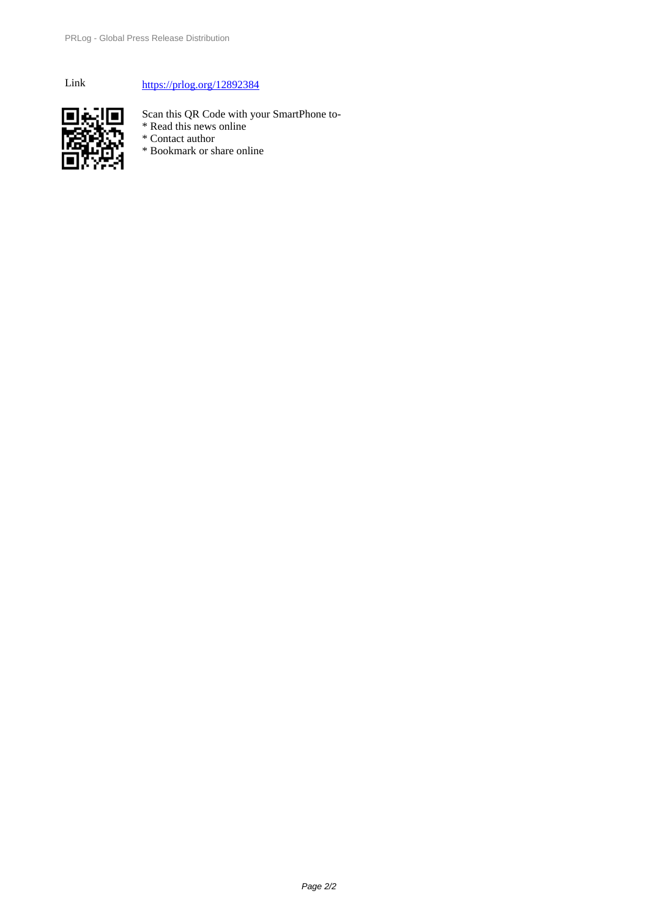Link https://prlog.org/12892384

Scan this QR Code with your SmartPhone to-
* Read this news online
* Contact author
* Bookmark or share online